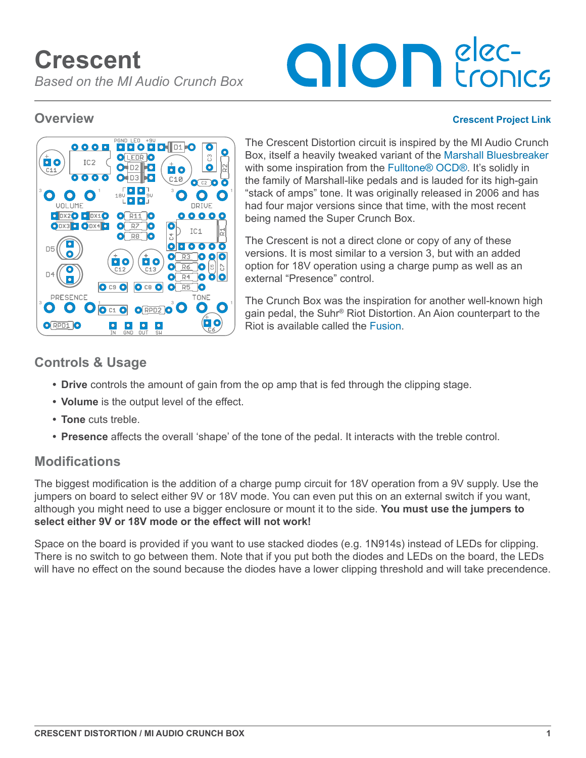# Crescent

*Based on the MI Audio Crunch Box*

## Overview

**Crescent Project Link**

The Crescent Distortion circuit is inspired by the MI Audio Crunch Box, itself a heavily tweaked variant of the Marshall Bluesbreaker with some inspiration from the Fulltone® OCD®. It's solidly in the family of Marshall-like pedals and is lauded for its high-gain "stack of amps" tone. It was originally released in 2006 and has had four major versions since that time, with the most recent being named the Super Crunch Box.

The Crescent is not a direct clone or copy of any of these versions. It is most similar to a version 3, but with an added option for 18V operation using a charge pump as well as an external "Presence" control.

The Crunch Box was the inspiration for another well-known high gain pedal, the Suhr® Riot Distortion. An Aion counterpart to the Riot is available called the Fusion.

## Controls & Usage

- **Drive** controls the amount of gain from the op amp that is fed through the clipping stage.
- **Volume** is the output level of the effect.
- **Tone** cuts treble.
- **Presence** affects the overall 'shape' of the tone of the pedal. It interacts with the treble control.

## Modifications

The biggest modification is the addition of a charge pump circuit for 18V operation from a 9V supply. Use the jumpers on board to select either 9V or 18V mode. You can even put this on an external switch if you want, although you might need to use a bigger enclosure or mount it to the side. **You must use the jumpers to select either 9V or 18V mode or the effect will not work!**

Space on the board is provided if you want to use stacked diodes (e.g. 1N914s) instead of LEDs for clipping. There is no switch to go between them. Note that if you put both the diodes and LEDs on the board, the LEDs will have no effect on the sound because the diodes have a lower clipping threshold and will take precendence.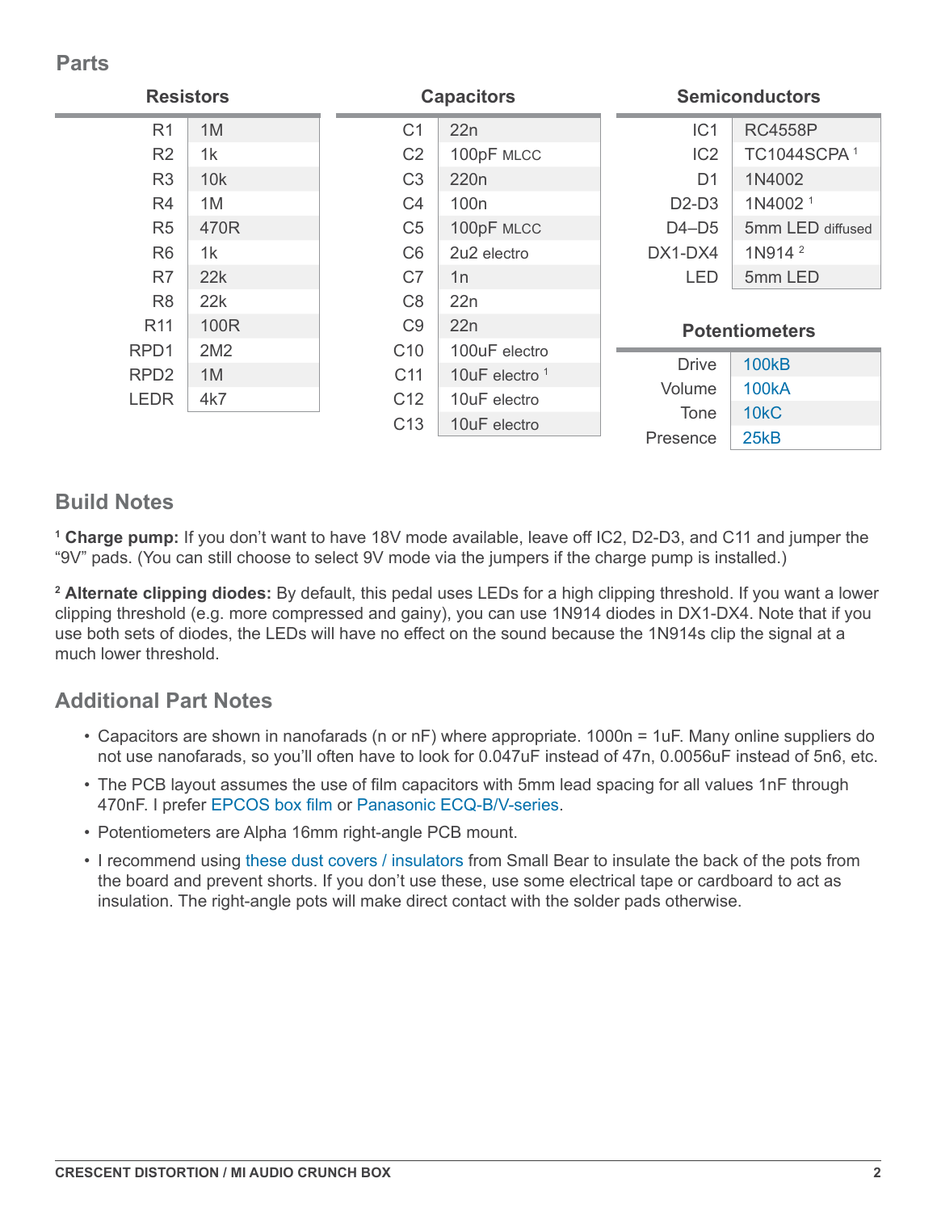## Parts

### Resistors

| | |
|---|---|
| R1 | 1M |
| R2 | 1k |
| R3 | 10k |
| R4 | 1M |
| R5 | 470R |
| R6 | 1k |
| R7 | 22k |
| R8 | 22k |
| R11 | 100R |
| RPD1 | 2M2 |
| RPD2 | 1M |
| LEDR | 4k7 |

### Capacitors

| | |
|---|---|
| C1 | 22n |
| C2 | 100pF MLCC |
| C3 | 220n |
| C4 | 100n |
| C5 | 100pF MLCC |
| C6 | 2u2 electro |
| C7 | 1n |
| C8 | 22n |
| C9 | 22n |
| C10 | 100uF electro |
| C11 | 10uF electro [1] |
| C12 | 10uF electro |
| C13 | 10uF electro |

### Semiconductors

| | |
|---|---|
| IC1 | RC4558P |
| IC2 | TC1044SCPA [1] |
| D1 | 1N4002 |
| D2-D3 | 1N4002 [1] |
| D4–D5 | 5mm LED diffused |
| DX1-DX4 | 1N914 [2] |
| LED | 5mm LED |

### Potentiometers

| | |
|---|---|
| Drive | 100kB |
| Volume | 100kA |
| Tone | 10kC |
| Presence | 25kB |

## Build Notes

[1] **Charge pump:** If you don't want to have 18V mode available, leave off IC2, D2-D3, and C11 and jumper the "9V" pads. (You can still choose to select 9V mode via the jumpers if the charge pump is installed.)

[2] **Alternate clipping diodes:** By default, this pedal uses LEDs for a high clipping threshold. If you want a lower clipping threshold (e.g. more compressed and gainy), you can use 1N914 diodes in DX1-DX4. Note that if you use both sets of diodes, the LEDs will have no effect on the sound because the 1N914s clip the signal at a much lower threshold.

## Additional Part Notes

- Capacitors are shown in nanofarads (n or nF) where appropriate. 1000n = 1uF. Many online suppliers do not use nanofarads, so you'll often have to look for 0.047uF instead of 47n, 0.0056uF instead of 5n6, etc.
- The PCB layout assumes the use of film capacitors with 5mm lead spacing for all values 1nF through 470nF. I prefer EPCOS box film or Panasonic ECQ-B/V-series.
- Potentiometers are Alpha 16mm right-angle PCB mount.
- I recommend using these dust covers / insulators from Small Bear to insulate the back of the pots from the board and prevent shorts. If you don't use these, use some electrical tape or cardboard to act as insulation. The right-angle pots will make direct contact with the solder pads otherwise.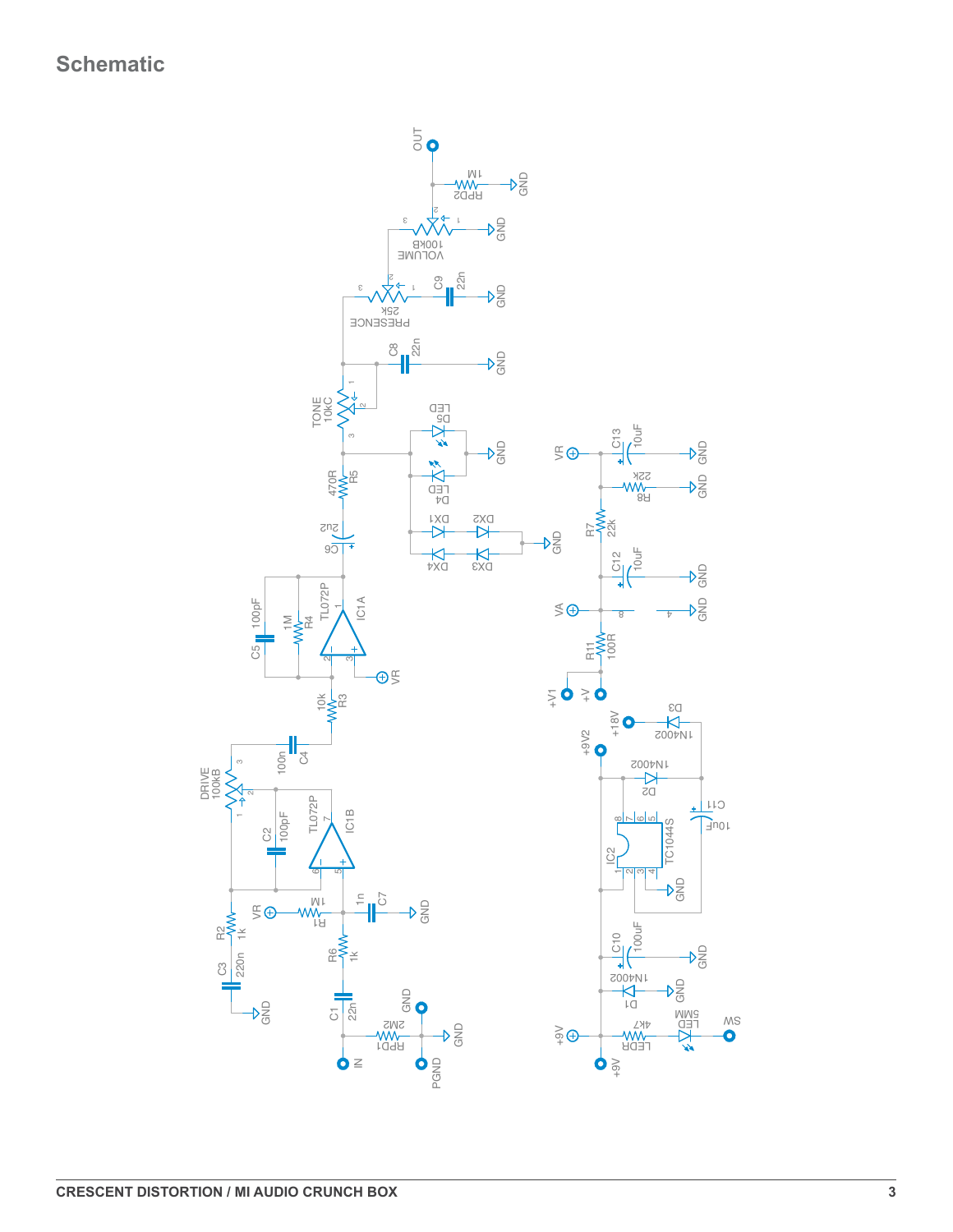# Schematic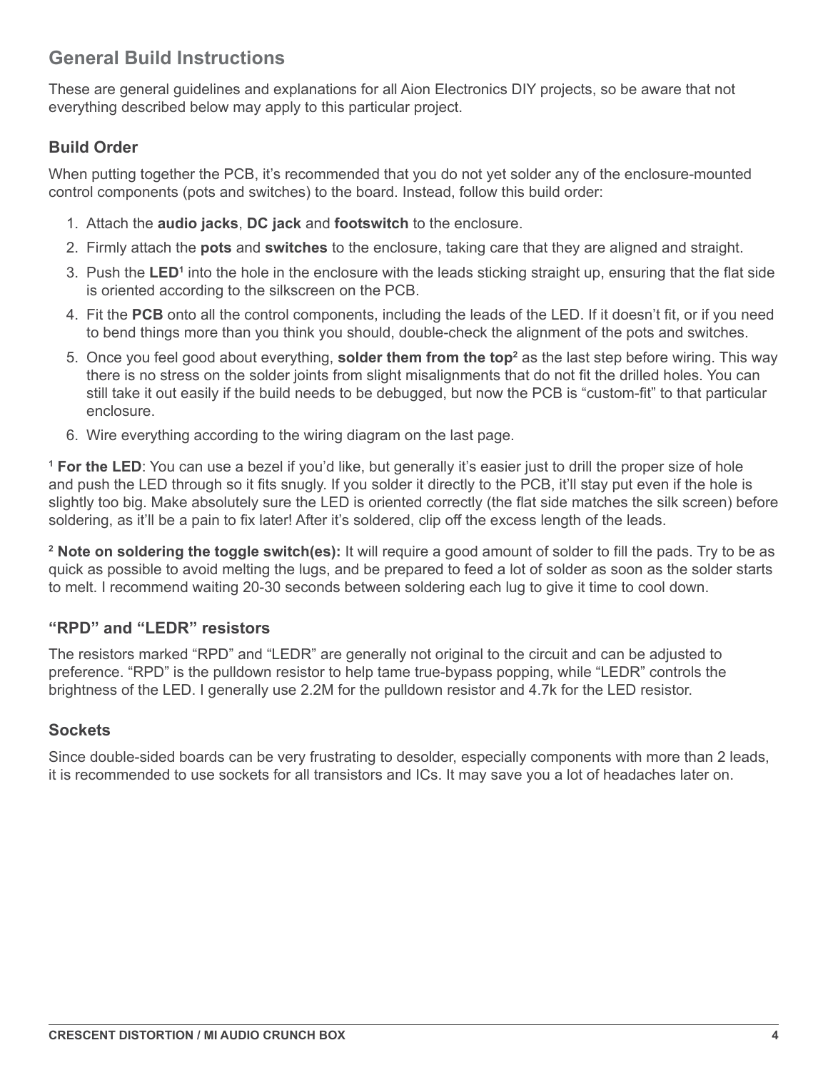## General Build Instructions

These are general guidelines and explanations for all Aion Electronics DIY projects, so be aware that not everything described below may apply to this particular project.

### Build Order

When putting together the PCB, it's recommended that you do not yet solder any of the enclosure-mounted control components (pots and switches) to the board. Instead, follow this build order:

1. Attach the **audio jacks**, **DC jack** and **footswitch** to the enclosure.
2. Firmly attach the **pots** and **switches** to the enclosure, taking care that they are aligned and straight.
3. Push the **LED**[1] into the hole in the enclosure with the leads sticking straight up, ensuring that the flat side is oriented according to the silkscreen on the PCB.
4. Fit the **PCB** onto all the control components, including the leads of the LED. If it doesn't fit, or if you need to bend things more than you think you should, double-check the alignment of the pots and switches.
5. Once you feel good about everything, **solder them from the top**[2] as the last step before wiring. This way there is no stress on the solder joints from slight misalignments that do not fit the drilled holes. You can still take it out easily if the build needs to be debugged, but now the PCB is "custom-fit" to that particular enclosure.
6. Wire everything according to the wiring diagram on the last page.

[1] **For the LED**: You can use a bezel if you'd like, but generally it's easier just to drill the proper size of hole and push the LED through so it fits snugly. If you solder it directly to the PCB, it'll stay put even if the hole is slightly too big. Make absolutely sure the LED is oriented correctly (the flat side matches the silk screen) before soldering, as it'll be a pain to fix later! After it's soldered, clip off the excess length of the leads.

[2] **Note on soldering the toggle switch(es):** It will require a good amount of solder to fill the pads. Try to be as quick as possible to avoid melting the lugs, and be prepared to feed a lot of solder as soon as the solder starts to melt. I recommend waiting 20-30 seconds between soldering each lug to give it time to cool down.

### "RPD" and "LEDR" resistors

The resistors marked "RPD" and "LEDR" are generally not original to the circuit and can be adjusted to preference. "RPD" is the pulldown resistor to help tame true-bypass popping, while "LEDR" controls the brightness of the LED. I generally use 2.2M for the pulldown resistor and 4.7k for the LED resistor.

### Sockets

Since double-sided boards can be very frustrating to desolder, especially components with more than 2 leads, it is recommended to use sockets for all transistors and ICs. It may save you a lot of headaches later on.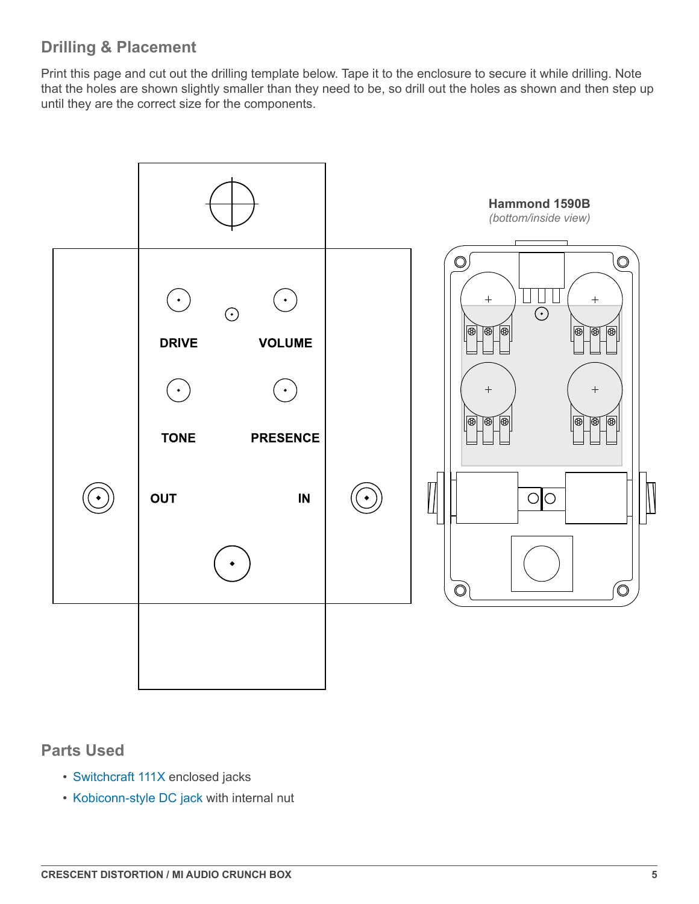## Drilling & Placement

Print this page and cut out the drilling template below. Tape it to the enclosure to secure it while drilling. Note that the holes are shown slightly smaller than they need to be, so drill out the holes as shown and then step up until they are the correct size for the components.

DRIVE

VOLUME

TONE

PRESENCE

OUT

IN

**Hammond 1590B**
*(bottom/inside view)*

## Parts Used

- Switchcraft 111X enclosed jacks
- Kobiconn-style DC jack with internal nut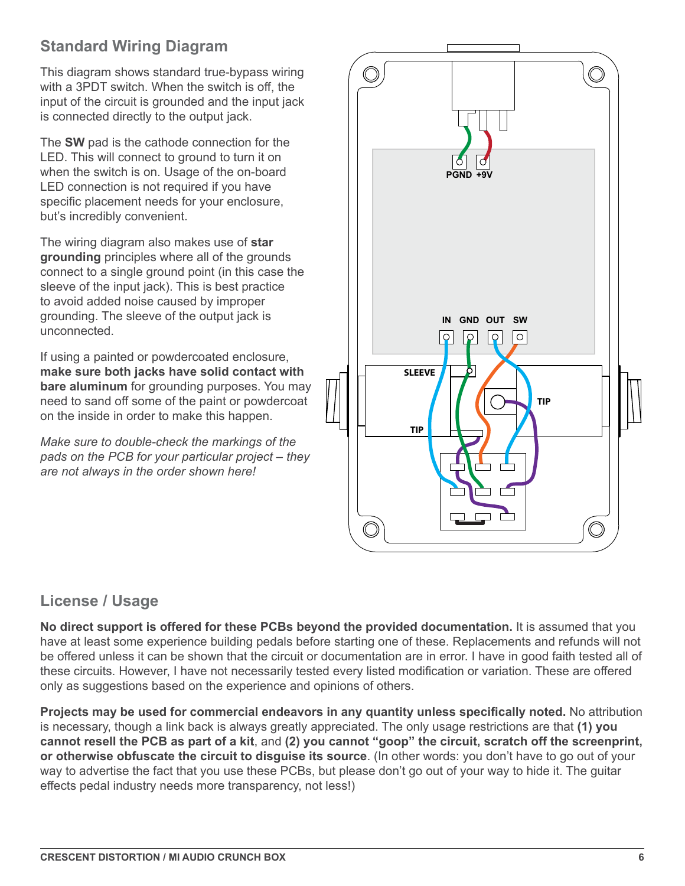## Standard Wiring Diagram

This diagram shows standard true-bypass wiring with a 3PDT switch. When the switch is off, the input of the circuit is grounded and the input jack is connected directly to the output jack.

The **SW** pad is the cathode connection for the LED. This will connect to ground to turn it on when the switch is on. Usage of the on-board LED connection is not required if you have specific placement needs for your enclosure, but's incredibly convenient.

The wiring diagram also makes use of **star grounding** principles where all of the grounds connect to a single ground point (in this case the sleeve of the input jack). This is best practice to avoid added noise caused by improper grounding. The sleeve of the output jack is unconnected.

If using a painted or powdercoated enclosure, **make sure both jacks have solid contact with bare aluminum** for grounding purposes. You may need to sand off some of the paint or powdercoat on the inside in order to make this happen.

*Make sure to double-check the markings of the pads on the PCB for your particular project – they are not always in the order shown here!*

PGND +9V

IN GND OUT SW

SLEEVE

TIP

TIP

## License / Usage

**No direct support is offered for these PCBs beyond the provided documentation.** It is assumed that you have at least some experience building pedals before starting one of these. Replacements and refunds will not be offered unless it can be shown that the circuit or documentation are in error. I have in good faith tested all of these circuits. However, I have not necessarily tested every listed modification or variation. These are offered only as suggestions based on the experience and opinions of others.

**Projects may be used for commercial endeavors in any quantity unless specifically noted.** No attribution is necessary, though a link back is always greatly appreciated. The only usage restrictions are that **(1) you cannot resell the PCB as part of a kit**, and **(2) you cannot "goop" the circuit, scratch off the screenprint, or otherwise obfuscate the circuit to disguise its source**. (In other words: you don't have to go out of your way to advertise the fact that you use these PCBs, but please don't go out of your way to hide it. The guitar effects pedal industry needs more transparency, not less!)